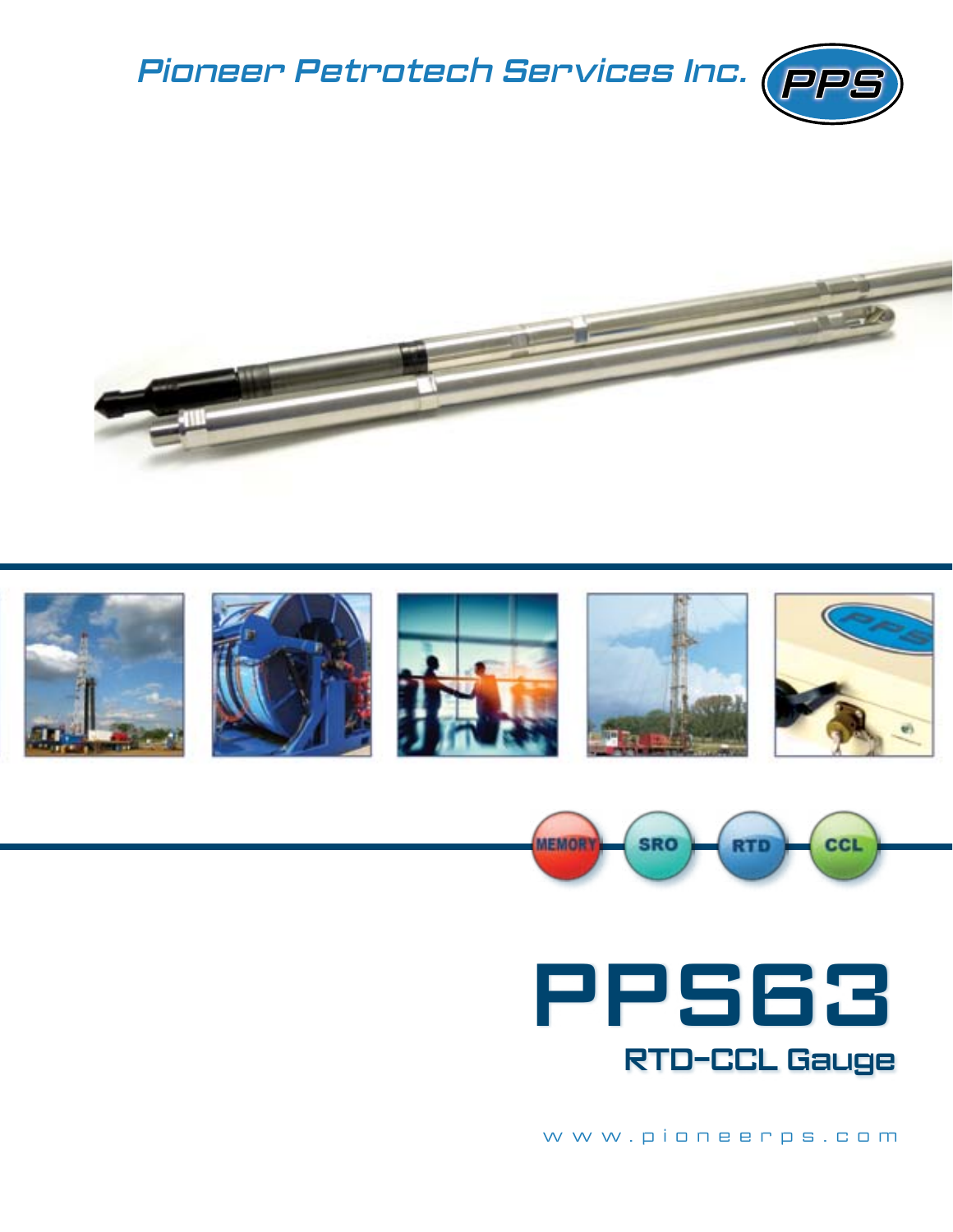Pioneer Petrotech Services Inc.

PPS

MEMORY SRO RTD CCL

# PPS63

## RTD-CCL Gauge

www.pioneerps.com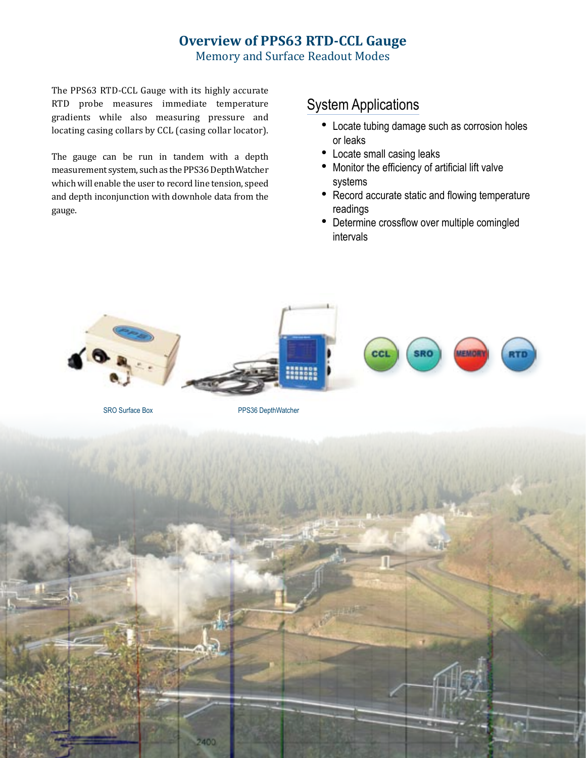# Overview of PPS63 RTD-CCL Gauge

## Memory and Surface Readout Modes

The PPS63 RTD-CCL Gauge with its highly accurate RTD probe measures immediate temperature gradients while also measuring pressure and locating casing collars by CCL (casing collar locator).

The gauge can be run in tandem with a depth measurement system, such as the PPS36 DepthWatcher which will enable the user to record line tension, speed and depth inconjunction with downhole data from the gauge.

## System Applications

- Locate tubing damage such as corrosion holes or leaks
- Locate small casing leaks
- Monitor the efficiency of artificial lift valve systems
- Record accurate static and flowing temperature readings
- Determine crossflow over multiple comingled intervals

CCL SRO MEMORY RTD

SRO Surface Box

PPS36 DepthWatcher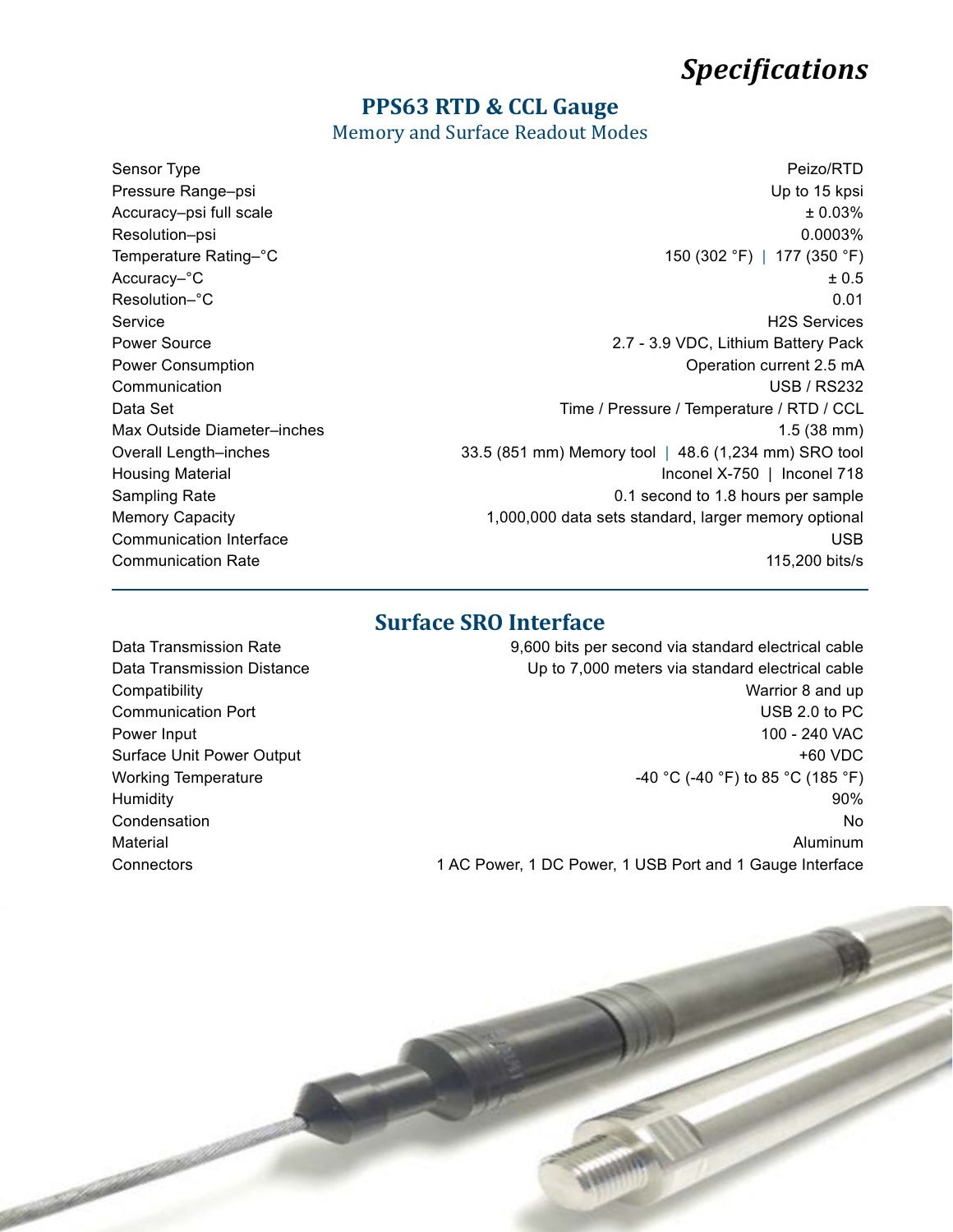# Specifications

## PPS63 RTD & CCL Gauge

Memory and Surface Readout Modes

| | |
|---|---|
| Sensor Type | Peizo/RTD |
| Pressure Range–psi | Up to 15 kpsi |
| Accuracy–psi full scale | ± 0.03% |
| Resolution–psi | 0.0003% |
| Temperature Rating–°C | 150 (302 °F) \| 177 (350 °F) |
| Accuracy–°C | ± 0.5 |
| Resolution–°C | 0.01 |
| Service | H2S Services |
| Power Source | 2.7 - 3.9 VDC, Lithium Battery Pack |
| Power Consumption | Operation current 2.5 mA |
| Communication | USB / RS232 |
| Data Set | Time / Pressure / Temperature / RTD / CCL |
| Max Outside Diameter–inches | 1.5 (38 mm) |
| Overall Length–inches | 33.5 (851 mm) Memory tool \| 48.6 (1,234 mm) SRO tool |
| Housing Material | Inconel X-750 \| Inconel 718 |
| Sampling Rate | 0.1 second to 1.8 hours per sample |
| Memory Capacity | 1,000,000 data sets standard, larger memory optional |
| Communication Interface | USB |
| Communication Rate | 115,200 bits/s |

## Surface SRO Interface

| | |
|---|---|
| Data Transmission Rate | 9,600 bits per second via standard electrical cable |
| Data Transmission Distance | Up to 7,000 meters via standard electrical cable |
| Compatibility | Warrior 8 and up |
| Communication Port | USB 2.0 to PC |
| Power Input | 100 - 240 VAC |
| Surface Unit Power Output | +60 VDC |
| Working Temperature | -40 °C (-40 °F) to 85 °C (185 °F) |
| Humidity | 90% |
| Condensation | No |
| Material | Aluminum |
| Connectors | 1 AC Power, 1 DC Power, 1 USB Port and 1 Gauge Interface |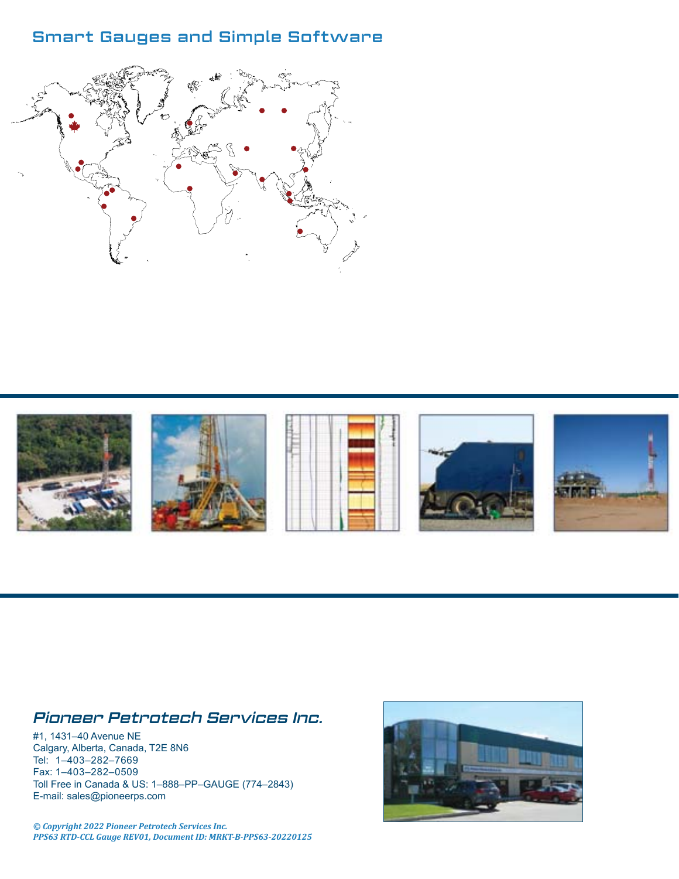## Smart Gauges and Simple Software

## *Pioneer Petrotech Services Inc.*

#1, 1431–40 Avenue NE
Calgary, Alberta, Canada, T2E 8N6
Tel: 1–403–282–7669
Fax: 1–403–282–0509
Toll Free in Canada & US: 1–888–PP–GAUGE (774–2843)
E-mail: sales@pioneerps.com

***© Copyright 2022 Pioneer Petrotech Services Inc.***
***PPS63 RTD-CCL Gauge REV01, Document ID: MRKT-B-PPS63-20220125***